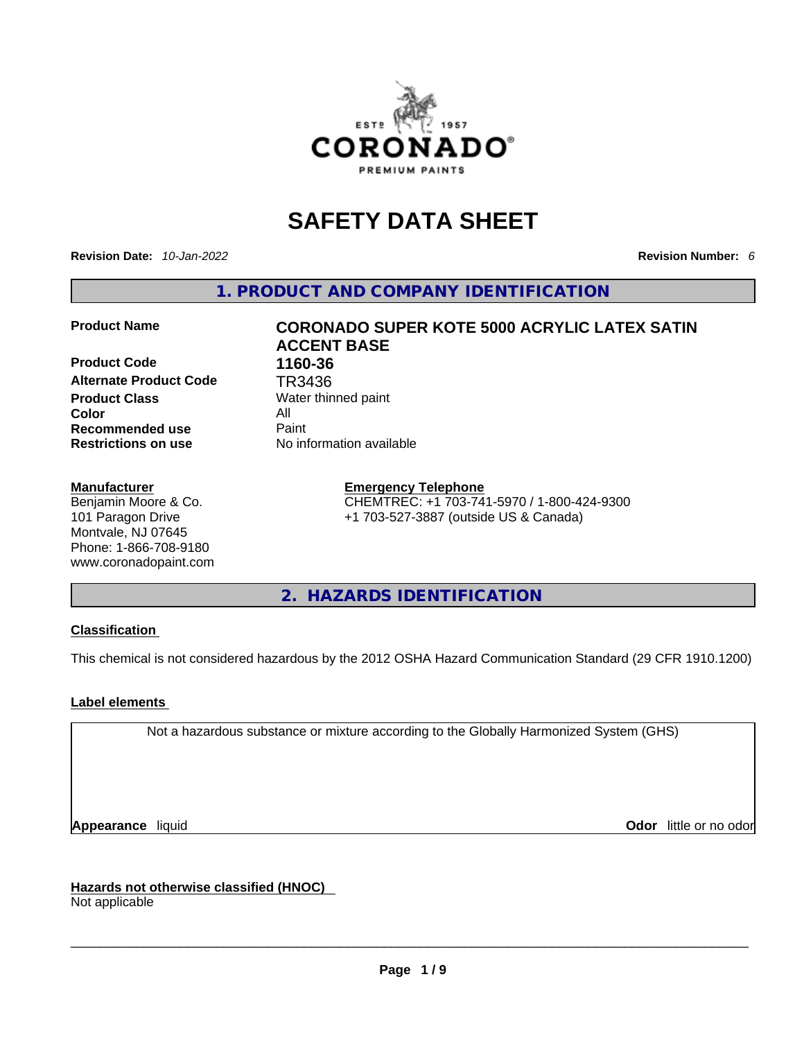# SAFETY DATA SHEET

**Revision Date:** *10-Jan-2022*

**Revision Number:** *6*

## 1. PRODUCT AND COMPANY IDENTIFICATION

| | |
|---|---|
| **Product Name** | **CORONADO SUPER KOTE 5000 ACRYLIC LATEX SATIN ACCENT BASE** |
| **Product Code** | **1160-36** |
| **Alternate Product Code** | TR3436 |
| **Product Class** | Water thinned paint |
| **Color** | All |
| **Recommended use** | Paint |
| **Restrictions on use** | No information available |

**Manufacturer**
Benjamin Moore & Co.
101 Paragon Drive
Montvale, NJ 07645
Phone: 1-866-708-9180
www.coronadopaint.com

**Emergency Telephone**
CHEMTREC: +1 703-741-5970 / 1-800-424-9300
+1 703-527-3887 (outside US & Canada)

## 2. HAZARDS IDENTIFICATION

**Classification**

This chemical is not considered hazardous by the 2012 OSHA Hazard Communication Standard (29 CFR 1910.1200)

**Label elements**

Not a hazardous substance or mixture according to the Globally Harmonized System (GHS)

**Appearance** liquid

**Odor** little or no odor

**Hazards not otherwise classified (HNOC)**
Not applicable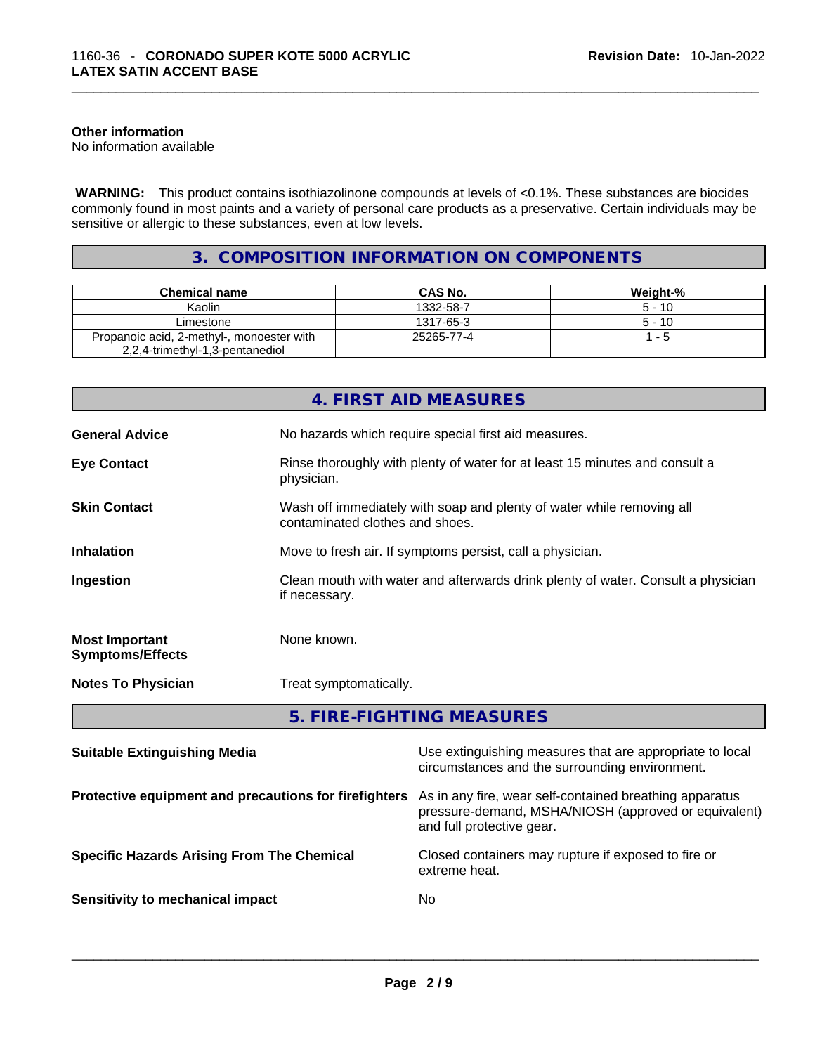#### Other information

No information available

**WARNING:** This product contains isothiazolinone compounds at levels of <0.1%. These substances are biocides commonly found in most paints and a variety of personal care products as a preservative. Certain individuals may be sensitive or allergic to these substances, even at low levels.

## 3. COMPOSITION INFORMATION ON COMPONENTS

| Chemical name | CAS No. | Weight-% |
| --- | --- | --- |
| Kaolin | 1332-58-7 | 5 - 10 |
| Limestone | 1317-65-3 | 5 - 10 |
| Propanoic acid, 2-methyl-, monoester with 2,2,4-trimethyl-1,3-pentanediol | 25265-77-4 | 1 - 5 |

## 4. FIRST AID MEASURES

**General Advice** No hazards which require special first aid measures.

**Eye Contact** Rinse thoroughly with plenty of water for at least 15 minutes and consult a physician.

**Skin Contact** Wash off immediately with soap and plenty of water while removing all contaminated clothes and shoes.

**Inhalation** Move to fresh air. If symptoms persist, call a physician.

**Ingestion** Clean mouth with water and afterwards drink plenty of water. Consult a physician if necessary.

**Most Important Symptoms/Effects** None known.

**Notes To Physician** Treat symptomatically.

## 5. FIRE-FIGHTING MEASURES

**Suitable Extinguishing Media** Use extinguishing measures that are appropriate to local circumstances and the surrounding environment.

**Protective equipment and precautions for firefighters** As in any fire, wear self-contained breathing apparatus pressure-demand, MSHA/NIOSH (approved or equivalent) and full protective gear.

**Specific Hazards Arising From The Chemical** Closed containers may rupture if exposed to fire or extreme heat.

**Sensitivity to mechanical impact** No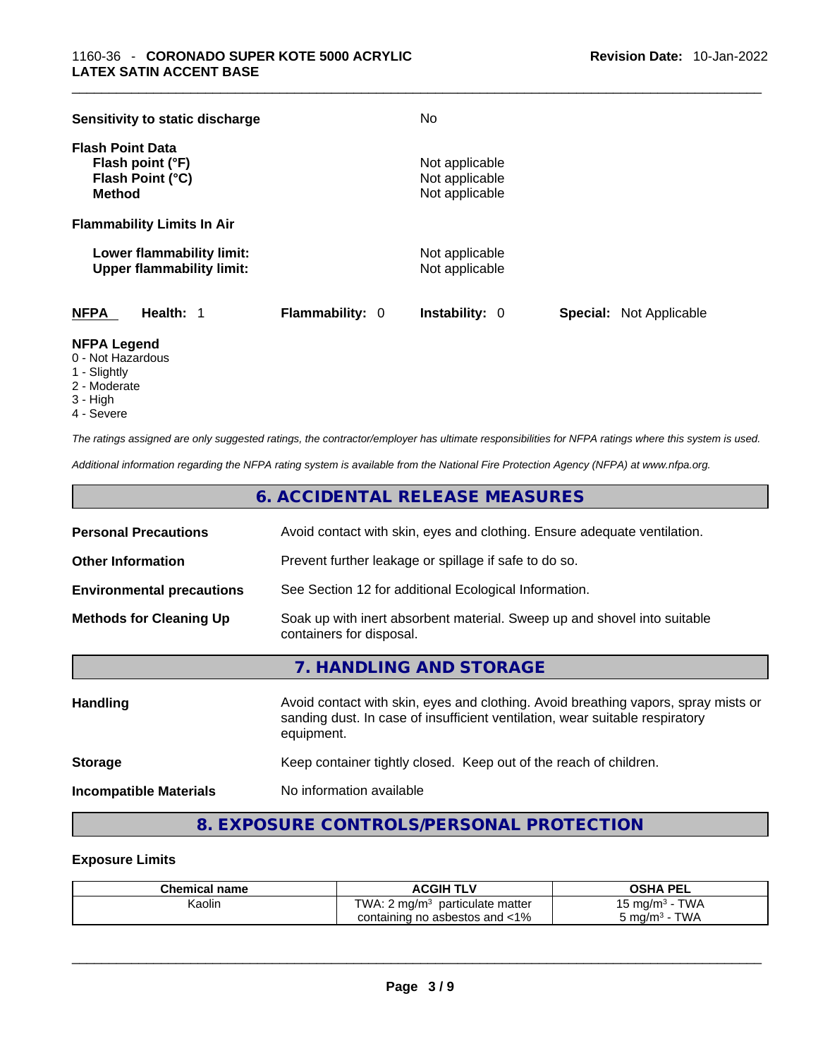**Sensitivity to static discharge** No

**Flash Point Data**
**Flash point (°F)** Not applicable
**Flash Point (°C)** Not applicable
**Method** Not applicable

**Flammability Limits In Air**

**Lower flammability limit:** Not applicable
**Upper flammability limit:** Not applicable

**NFPA** **Health:** 1 **Flammability:** 0 **Instability:** 0 **Special:** Not Applicable

**NFPA Legend**
0 - Not Hazardous
1 - Slightly
2 - Moderate
3 - High
4 - Severe

*The ratings assigned are only suggested ratings, the contractor/employer has ultimate responsibilities for NFPA ratings where this system is used.*

*Additional information regarding the NFPA rating system is available from the National Fire Protection Agency (NFPA) at www.nfpa.org.*

## 6. ACCIDENTAL RELEASE MEASURES

**Personal Precautions** Avoid contact with skin, eyes and clothing. Ensure adequate ventilation.

**Other Information** Prevent further leakage or spillage if safe to do so.

**Environmental precautions** See Section 12 for additional Ecological Information.

**Methods for Cleaning Up** Soak up with inert absorbent material. Sweep up and shovel into suitable containers for disposal.

## 7. HANDLING AND STORAGE

**Handling** Avoid contact with skin, eyes and clothing. Avoid breathing vapors, spray mists or sanding dust. In case of insufficient ventilation, wear suitable respiratory equipment.

**Storage** Keep container tightly closed. Keep out of the reach of children.

**Incompatible Materials** No information available

## 8. EXPOSURE CONTROLS/PERSONAL PROTECTION

**Exposure Limits**

| Chemical name | ACGIH TLV | OSHA PEL |
|---|---|---|
| Kaolin | TWA: 2 mg/m³ particulate matter containing no asbestos and <1% | 15 mg/m³ - TWA<br>5 mg/m³ - TWA |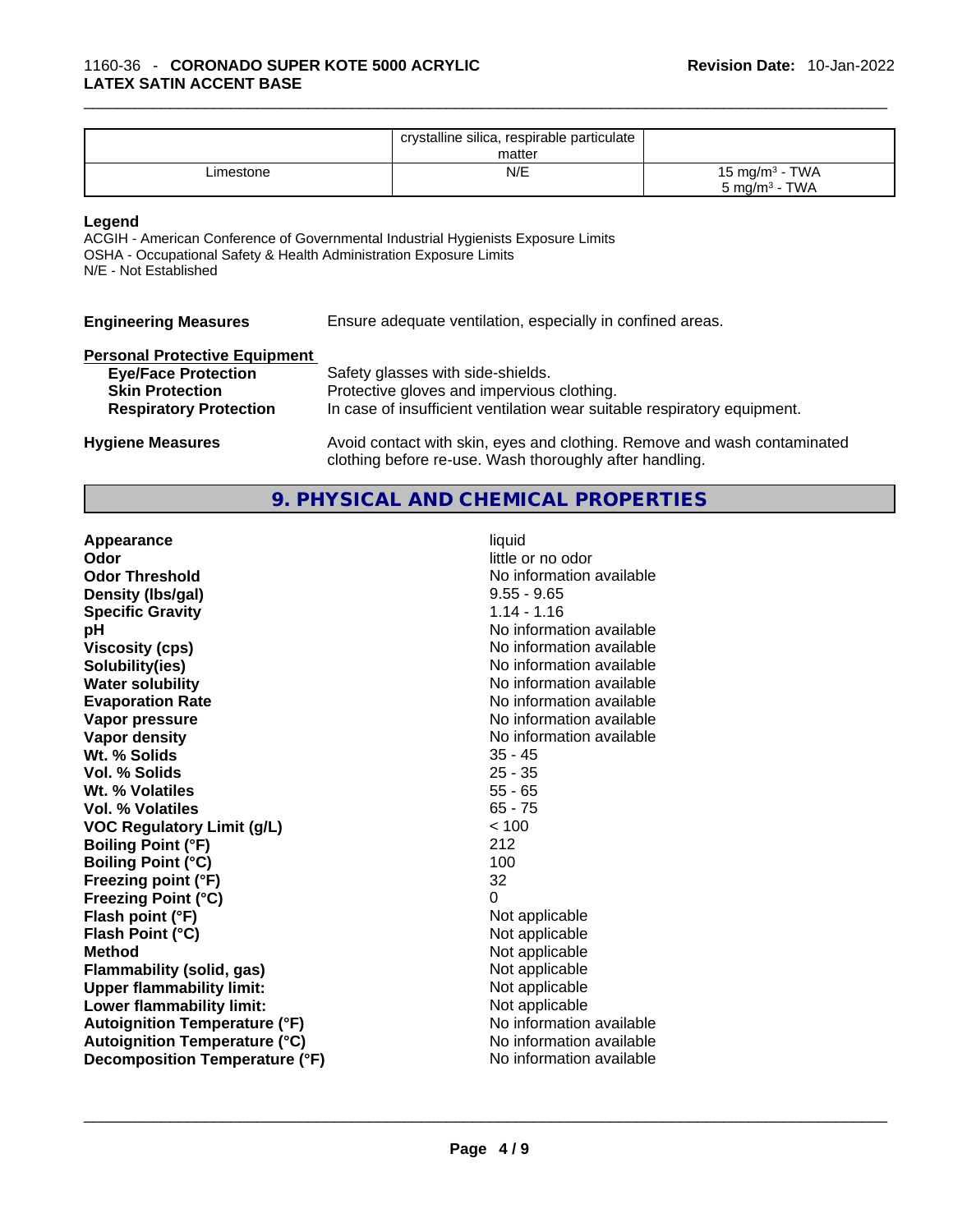|  | crystalline silica, respirable particulate matter |  |
| --- | --- | --- |
| Limestone | N/E | 15 mg/m³ - TWA<br>5 mg/m³ - TWA |

**Legend**

ACGIH - American Conference of Governmental Industrial Hygienists Exposure Limits
OSHA - Occupational Safety & Health Administration Exposure Limits
N/E - Not Established

**Engineering Measures** Ensure adequate ventilation, especially in confined areas.

**Personal Protective Equipment**

- **Eye/Face Protection** Safety glasses with side-shields.
- **Skin Protection** Protective gloves and impervious clothing.
- **Respiratory Protection** In case of insufficient ventilation wear suitable respiratory equipment.

**Hygiene Measures** Avoid contact with skin, eyes and clothing. Remove and wash contaminated clothing before re-use. Wash thoroughly after handling.

## 9. PHYSICAL AND CHEMICAL PROPERTIES

| Property | Value |
| --- | --- |
| **Appearance** | liquid |
| **Odor** | little or no odor |
| **Odor Threshold** | No information available |
| **Density (lbs/gal)** | 9.55 - 9.65 |
| **Specific Gravity** | 1.14 - 1.16 |
| **pH** | No information available |
| **Viscosity (cps)** | No information available |
| **Solubility(ies)** | No information available |
| **Water solubility** | No information available |
| **Evaporation Rate** | No information available |
| **Vapor pressure** | No information available |
| **Vapor density** | No information available |
| **Wt. % Solids** | 35 - 45 |
| **Vol. % Solids** | 25 - 35 |
| **Wt. % Volatiles** | 55 - 65 |
| **Vol. % Volatiles** | 65 - 75 |
| **VOC Regulatory Limit (g/L)** | < 100 |
| **Boiling Point (°F)** | 212 |
| **Boiling Point (°C)** | 100 |
| **Freezing point (°F)** | 32 |
| **Freezing Point (°C)** | 0 |
| **Flash point (°F)** | Not applicable |
| **Flash Point (°C)** | Not applicable |
| **Method** | Not applicable |
| **Flammability (solid, gas)** | Not applicable |
| **Upper flammability limit:** | Not applicable |
| **Lower flammability limit:** | Not applicable |
| **Autoignition Temperature (°F)** | No information available |
| **Autoignition Temperature (°C)** | No information available |
| **Decomposition Temperature (°F)** | No information available |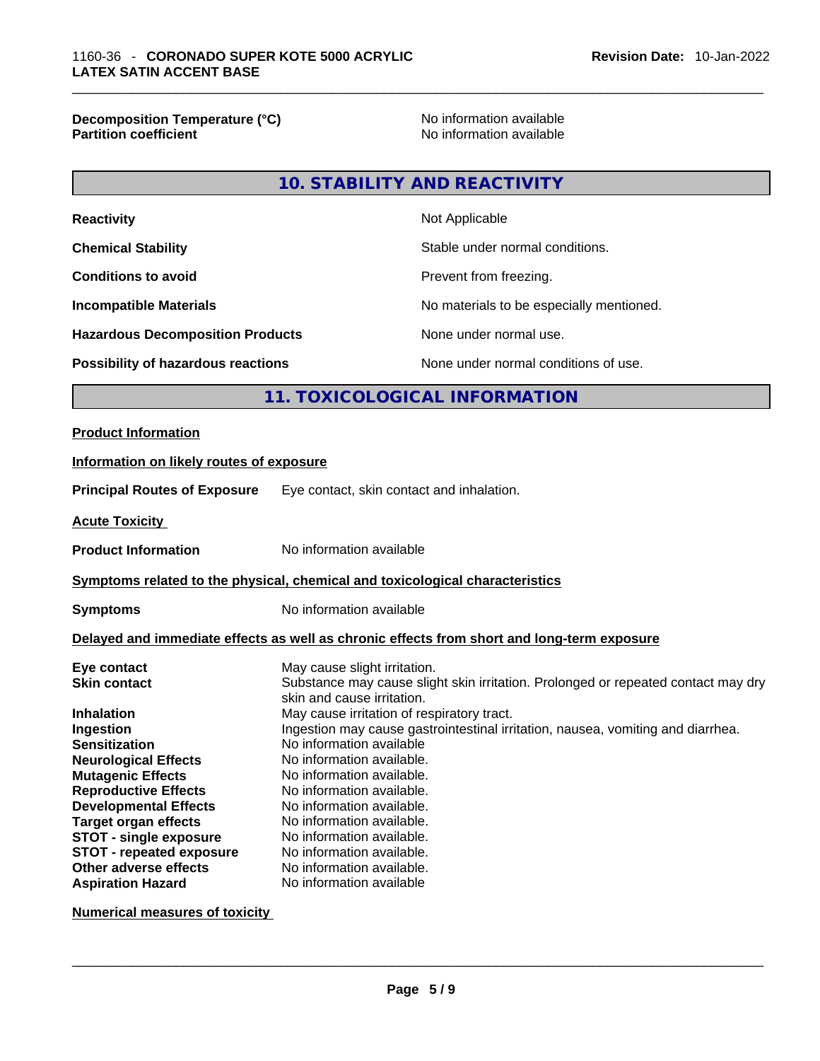| | |
|---|---|
| **Decomposition Temperature (°C)** | No information available |
| **Partition coefficient** | No information available |

## 10. STABILITY AND REACTIVITY

| | |
|---|---|
| **Reactivity** | Not Applicable |
| **Chemical Stability** | Stable under normal conditions. |
| **Conditions to avoid** | Prevent from freezing. |
| **Incompatible Materials** | No materials to be especially mentioned. |
| **Hazardous Decomposition Products** | None under normal use. |
| **Possibility of hazardous reactions** | None under normal conditions of use. |

## 11. TOXICOLOGICAL INFORMATION

**Product Information**

**Information on likely routes of exposure**

**Principal Routes of Exposure** Eye contact, skin contact and inhalation.

**Acute Toxicity**

**Product Information** No information available

**Symptoms related to the physical, chemical and toxicological characteristics**

**Symptoms** No information available

**Delayed and immediate effects as well as chronic effects from short and long-term exposure**

| | |
|---|---|
| **Eye contact** | May cause slight irritation. |
| **Skin contact** | Substance may cause slight skin irritation. Prolonged or repeated contact may dry skin and cause irritation. |
| **Inhalation** | May cause irritation of respiratory tract. |
| **Ingestion** | Ingestion may cause gastrointestinal irritation, nausea, vomiting and diarrhea. |
| **Sensitization** | No information available |
| **Neurological Effects** | No information available. |
| **Mutagenic Effects** | No information available. |
| **Reproductive Effects** | No information available. |
| **Developmental Effects** | No information available. |
| **Target organ effects** | No information available. |
| **STOT - single exposure** | No information available. |
| **STOT - repeated exposure** | No information available. |
| **Other adverse effects** | No information available. |
| **Aspiration Hazard** | No information available |

**Numerical measures of toxicity**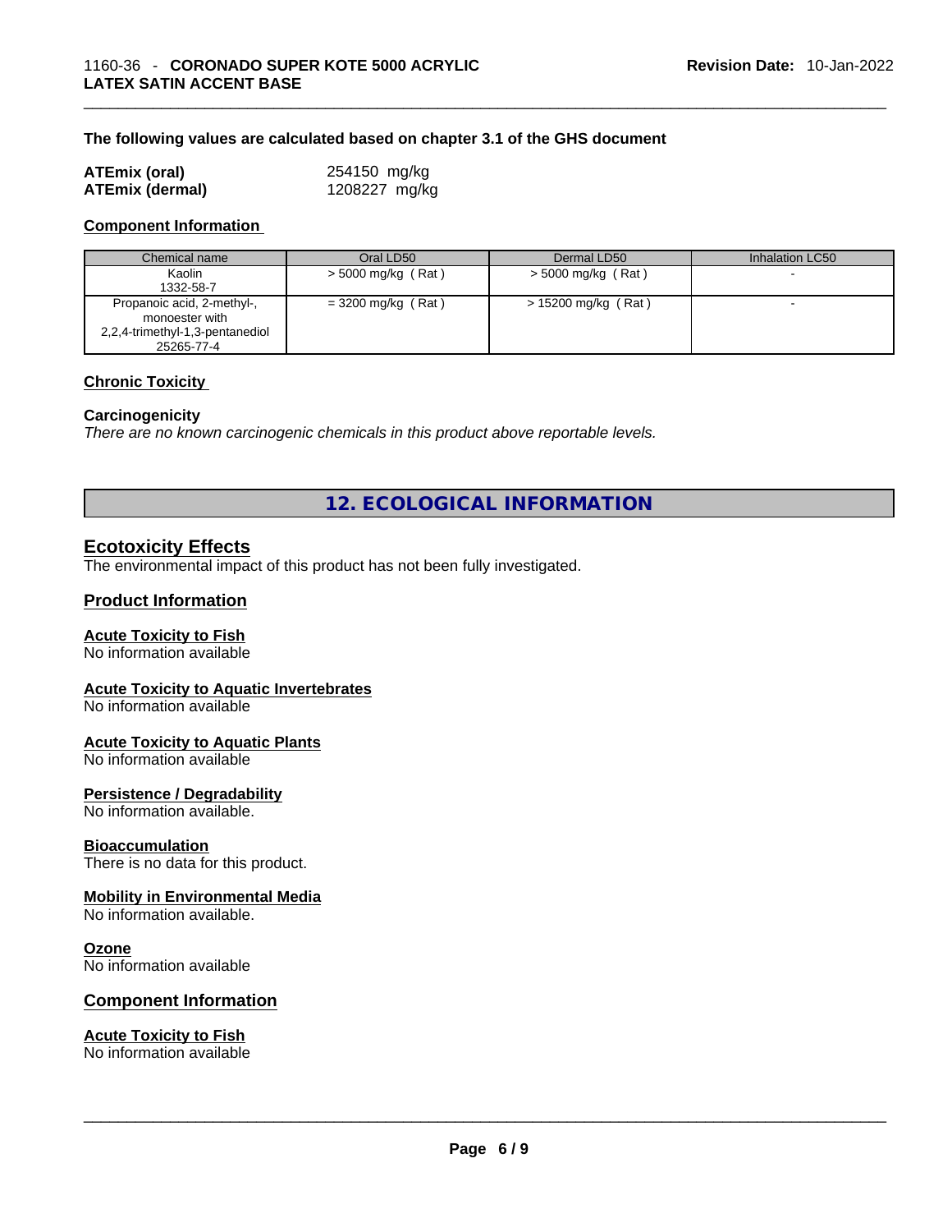**The following values are calculated based on chapter 3.1 of the GHS document**

| | |
|---|---|
| **ATEmix (oral)** | 254150 mg/kg |
| **ATEmix (dermal)** | 1208227 mg/kg |

**Component Information**

| Chemical name | Oral LD50 | Dermal LD50 | Inhalation LC50 |
|---|---|---|---|
| Kaolin 1332-58-7 | > 5000 mg/kg ( Rat ) | > 5000 mg/kg ( Rat ) | - |
| Propanoic acid, 2-methyl-, monoester with 2,2,4-trimethyl-1,3-pentanediol 25265-77-4 | = 3200 mg/kg ( Rat ) | > 15200 mg/kg ( Rat ) | - |

**Chronic Toxicity**

**Carcinogenicity**

*There are no known carcinogenic chemicals in this product above reportable levels.*

## 12. ECOLOGICAL INFORMATION

### Ecotoxicity Effects

The environmental impact of this product has not been fully investigated.

### Product Information

**Acute Toxicity to Fish**

No information available

**Acute Toxicity to Aquatic Invertebrates**

No information available

**Acute Toxicity to Aquatic Plants**

No information available

**Persistence / Degradability**

No information available.

**Bioaccumulation**

There is no data for this product.

**Mobility in Environmental Media**

No information available.

**Ozone**

No information available

### Component Information

**Acute Toxicity to Fish**

No information available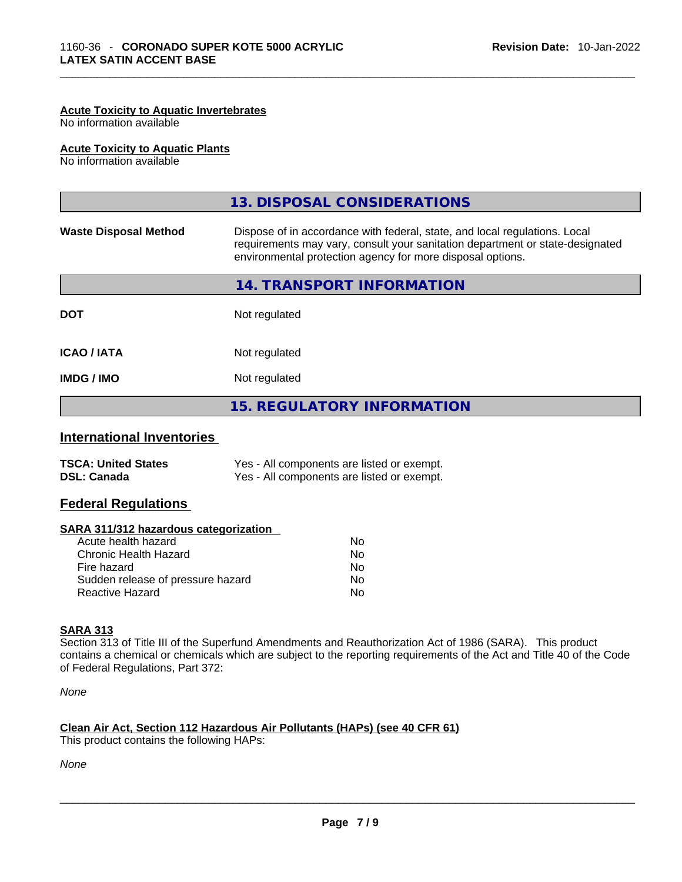#### Acute Toxicity to Aquatic Invertebrates
No information available

#### Acute Toxicity to Aquatic Plants
No information available

## 13. DISPOSAL CONSIDERATIONS

| | |
|---|---|
| **Waste Disposal Method** | Dispose of in accordance with federal, state, and local regulations. Local requirements may vary, consult your sanitation department or state-designated environmental protection agency for more disposal options. |

## 14. TRANSPORT INFORMATION

| | |
|---|---|
| **DOT** | Not regulated |
| **ICAO / IATA** | Not regulated |
| **IMDG / IMO** | Not regulated |

## 15. REGULATORY INFORMATION

### International Inventories

| | |
|---|---|
| **TSCA: United States** | Yes - All components are listed or exempt. |
| **DSL: Canada** | Yes - All components are listed or exempt. |

### Federal Regulations

#### SARA 311/312 hazardous categorization

| | |
|---|---|
| Acute health hazard | No |
| Chronic Health Hazard | No |
| Fire hazard | No |
| Sudden release of pressure hazard | No |
| Reactive Hazard | No |

#### SARA 313
Section 313 of Title III of the Superfund Amendments and Reauthorization Act of 1986 (SARA). This product contains a chemical or chemicals which are subject to the reporting requirements of the Act and Title 40 of the Code of Federal Regulations, Part 372:

*None*

#### Clean Air Act, Section 112 Hazardous Air Pollutants (HAPs) (see 40 CFR 61)
This product contains the following HAPs:

*None*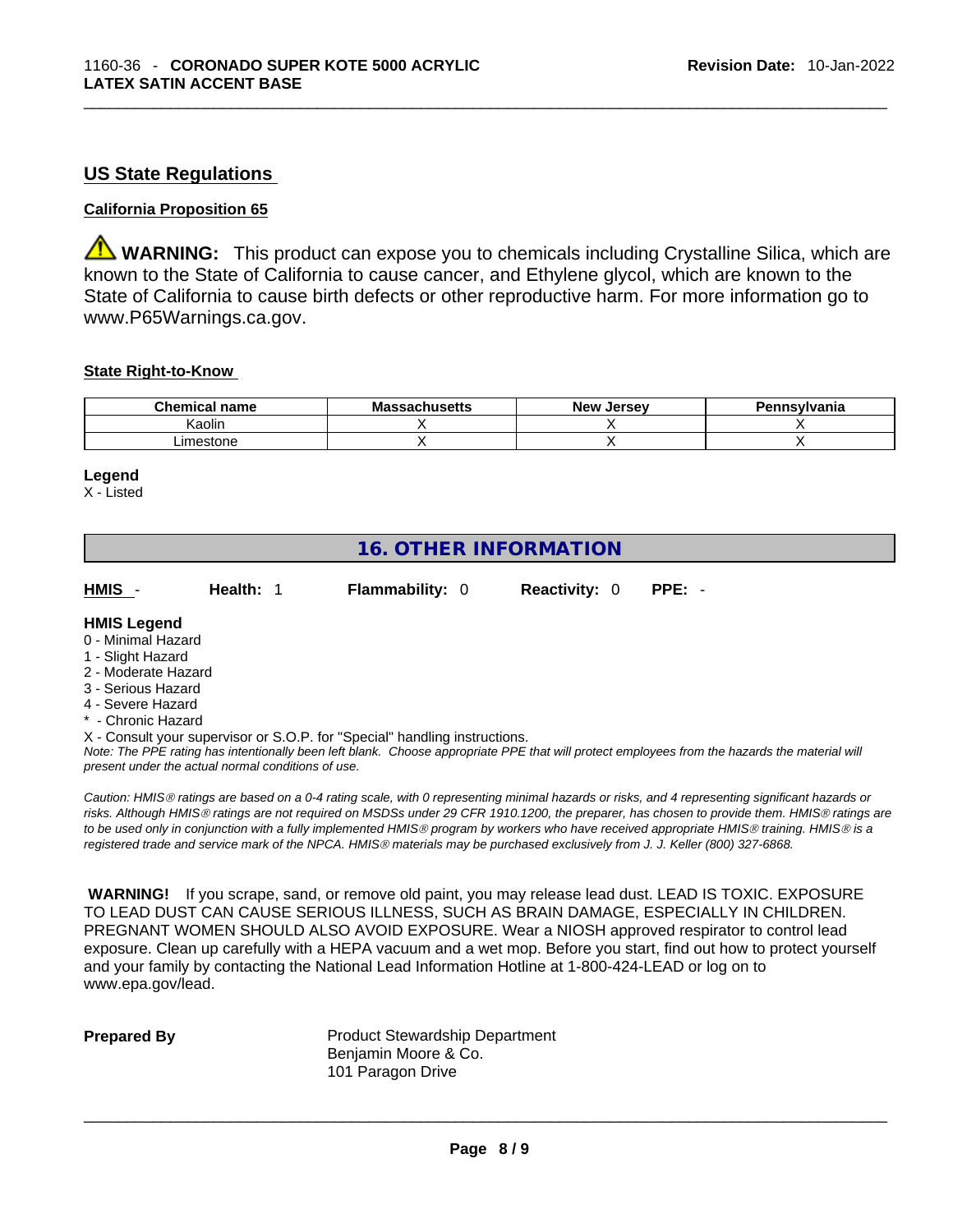## US State Regulations

### California Proposition 65

⚠ **WARNING:** This product can expose you to chemicals including Crystalline Silica, which are known to the State of California to cause cancer, and Ethylene glycol, which are known to the State of California to cause birth defects or other reproductive harm. For more information go to www.P65Warnings.ca.gov.

### State Right-to-Know

| Chemical name | Massachusetts | New Jersey | Pennsylvania |
|---|---|---|---|
| Kaolin | X | X | X |
| Limestone | X | X | X |

**Legend**

X - Listed

## 16. OTHER INFORMATION

**HMIS** - **Health:** 1 **Flammability:** 0 **Reactivity:** 0 **PPE:** -

**HMIS Legend**

0 - Minimal Hazard
1 - Slight Hazard
2 - Moderate Hazard
3 - Serious Hazard
4 - Severe Hazard
* - Chronic Hazard
X - Consult your supervisor or S.O.P. for "Special" handling instructions.

*Note: The PPE rating has intentionally been left blank. Choose appropriate PPE that will protect employees from the hazards the material will present under the actual normal conditions of use.*

*Caution: HMIS® ratings are based on a 0-4 rating scale, with 0 representing minimal hazards or risks, and 4 representing significant hazards or risks. Although HMIS® ratings are not required on MSDSs under 29 CFR 1910.1200, the preparer, has chosen to provide them. HMIS® ratings are to be used only in conjunction with a fully implemented HMIS® program by workers who have received appropriate HMIS® training. HMIS® is a registered trade and service mark of the NPCA. HMIS® materials may be purchased exclusively from J. J. Keller (800) 327-6868.*

**WARNING!** If you scrape, sand, or remove old paint, you may release lead dust. LEAD IS TOXIC. EXPOSURE TO LEAD DUST CAN CAUSE SERIOUS ILLNESS, SUCH AS BRAIN DAMAGE, ESPECIALLY IN CHILDREN. PREGNANT WOMEN SHOULD ALSO AVOID EXPOSURE. Wear a NIOSH approved respirator to control lead exposure. Clean up carefully with a HEPA vacuum and a wet mop. Before you start, find out how to protect yourself and your family by contacting the National Lead Information Hotline at 1-800-424-LEAD or log on to www.epa.gov/lead.

**Prepared By** Product Stewardship Department
Benjamin Moore & Co.
101 Paragon Drive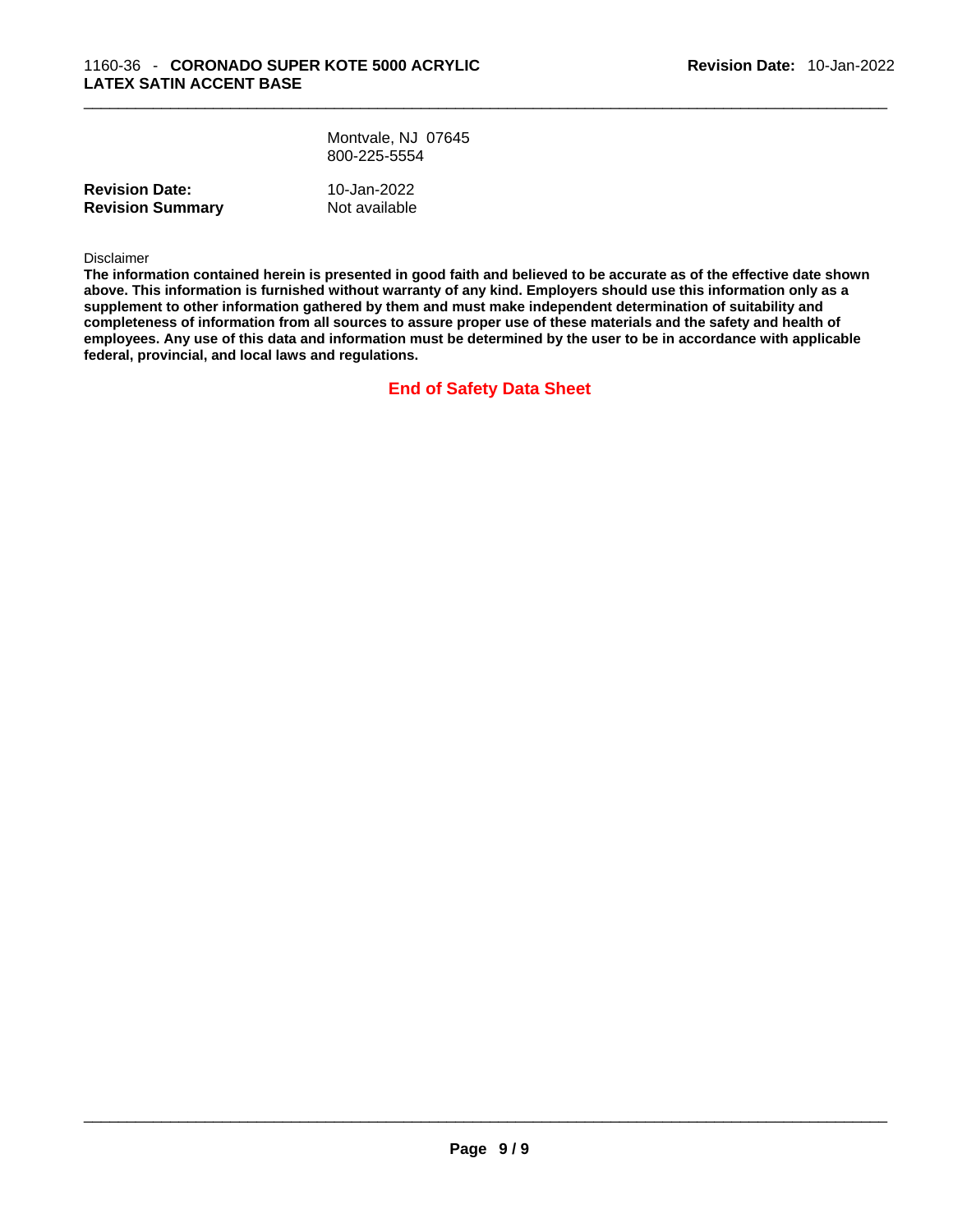Montvale, NJ 07645
800-225-5554

| | |
|---|---|
| **Revision Date:** | 10-Jan-2022 |
| **Revision Summary** | Not available |

Disclaimer

**The information contained herein is presented in good faith and believed to be accurate as of the effective date shown above. This information is furnished without warranty of any kind. Employers should use this information only as a supplement to other information gathered by them and must make independent determination of suitability and completeness of information from all sources to assure proper use of these materials and the safety and health of employees. Any use of this data and information must be determined by the user to be in accordance with applicable federal, provincial, and local laws and regulations.**

**End of Safety Data Sheet**